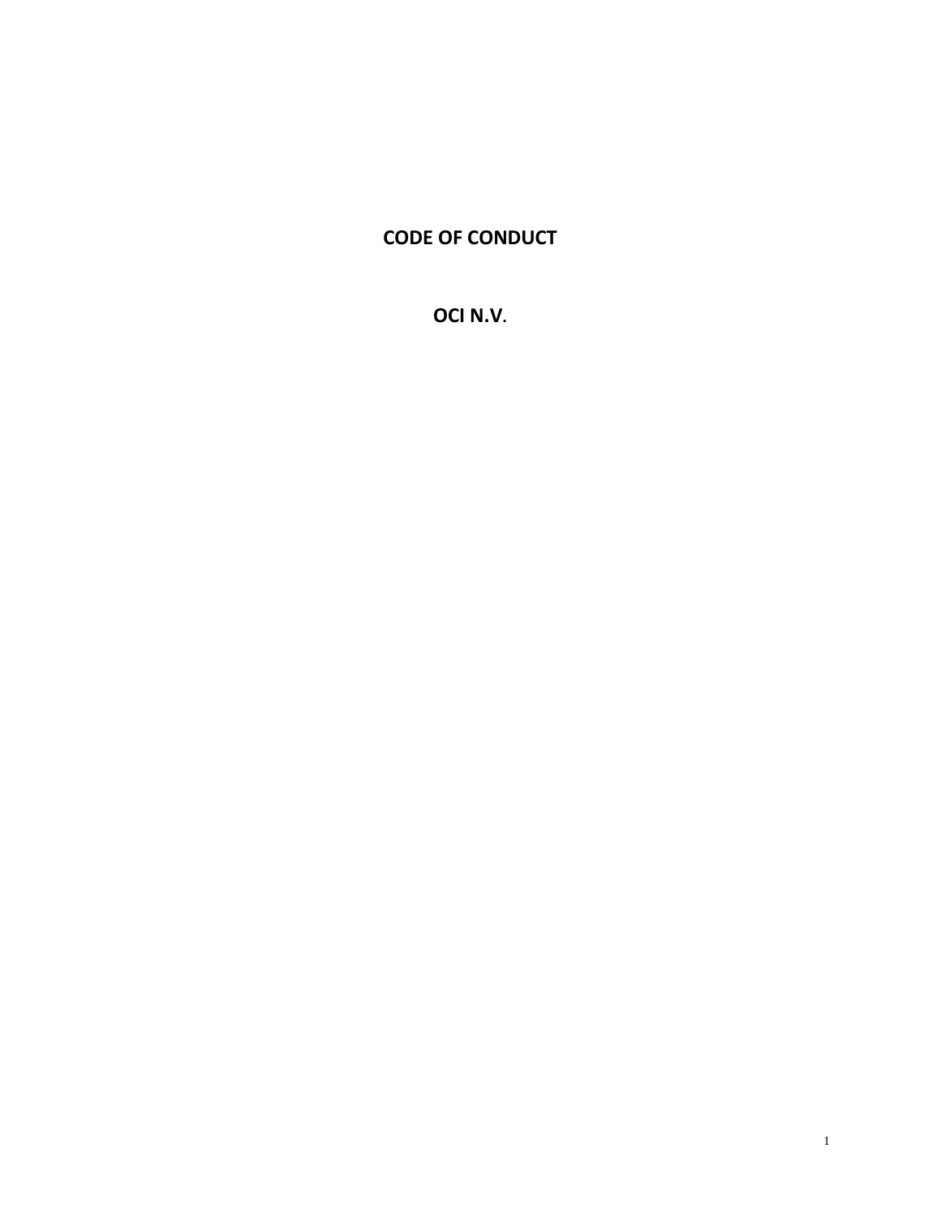# CODE OF CONDUCT

# OCI N.V.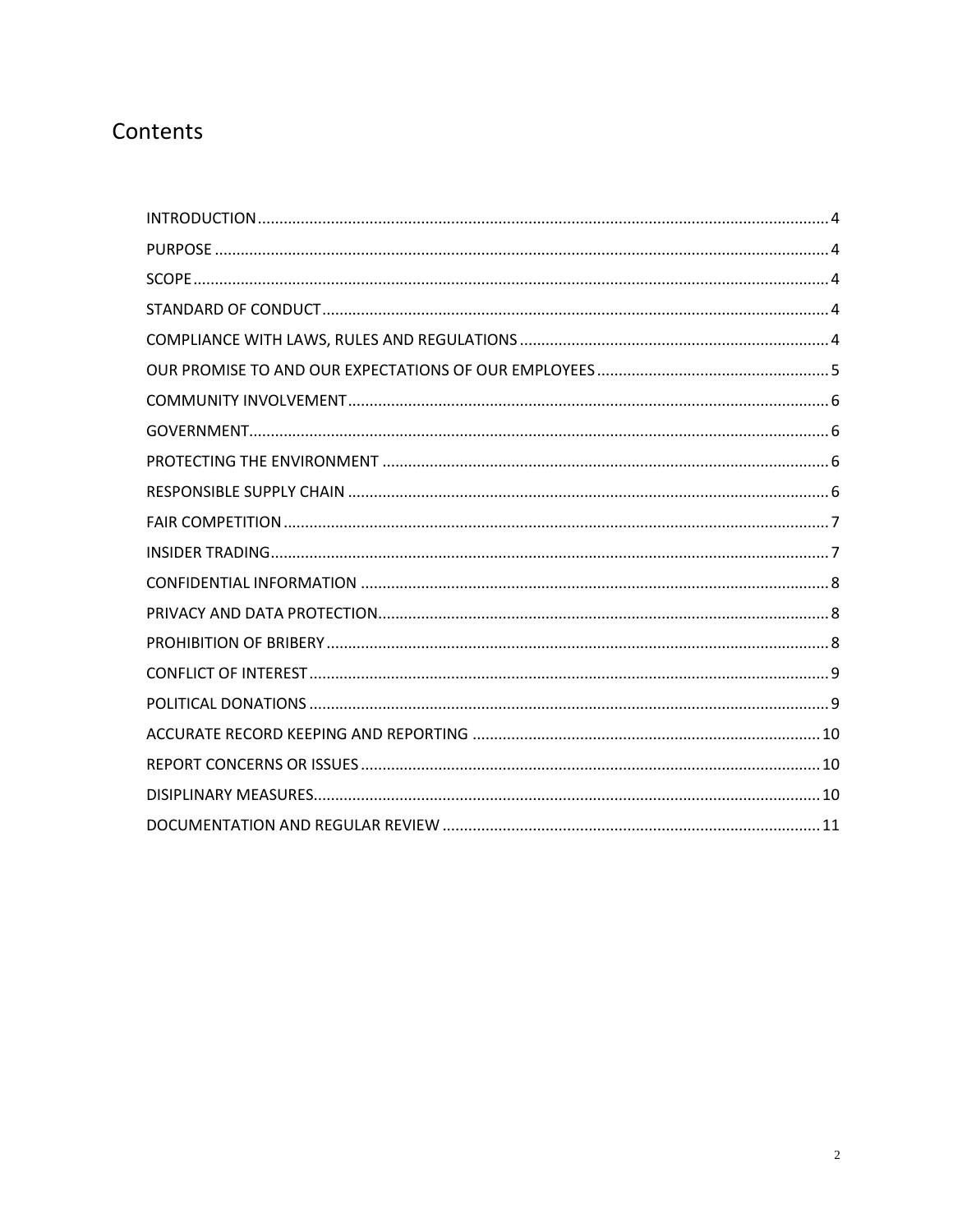# Contents

- INTRODUCTION .......... 4
- PURPOSE .......... 4
- SCOPE .......... 4
- STANDARD OF CONDUCT .......... 4
- COMPLIANCE WITH LAWS, RULES AND REGULATIONS .......... 4
- OUR PROMISE TO AND OUR EXPECTATIONS OF OUR EMPLOYEES .......... 5
- COMMUNITY INVOLVEMENT .......... 6
- GOVERNMENT .......... 6
- PROTECTING THE ENVIRONMENT .......... 6
- RESPONSIBLE SUPPLY CHAIN .......... 6
- FAIR COMPETITION .......... 7
- INSIDER TRADING .......... 7
- CONFIDENTIAL INFORMATION .......... 8
- PRIVACY AND DATA PROTECTION .......... 8
- PROHIBITION OF BRIBERY .......... 8
- CONFLICT OF INTEREST .......... 9
- POLITICAL DONATIONS .......... 9
- ACCURATE RECORD KEEPING AND REPORTING .......... 10
- REPORT CONCERNS OR ISSUES .......... 10
- DISIPLINARY MEASURES .......... 10
- DOCUMENTATION AND REGULAR REVIEW .......... 11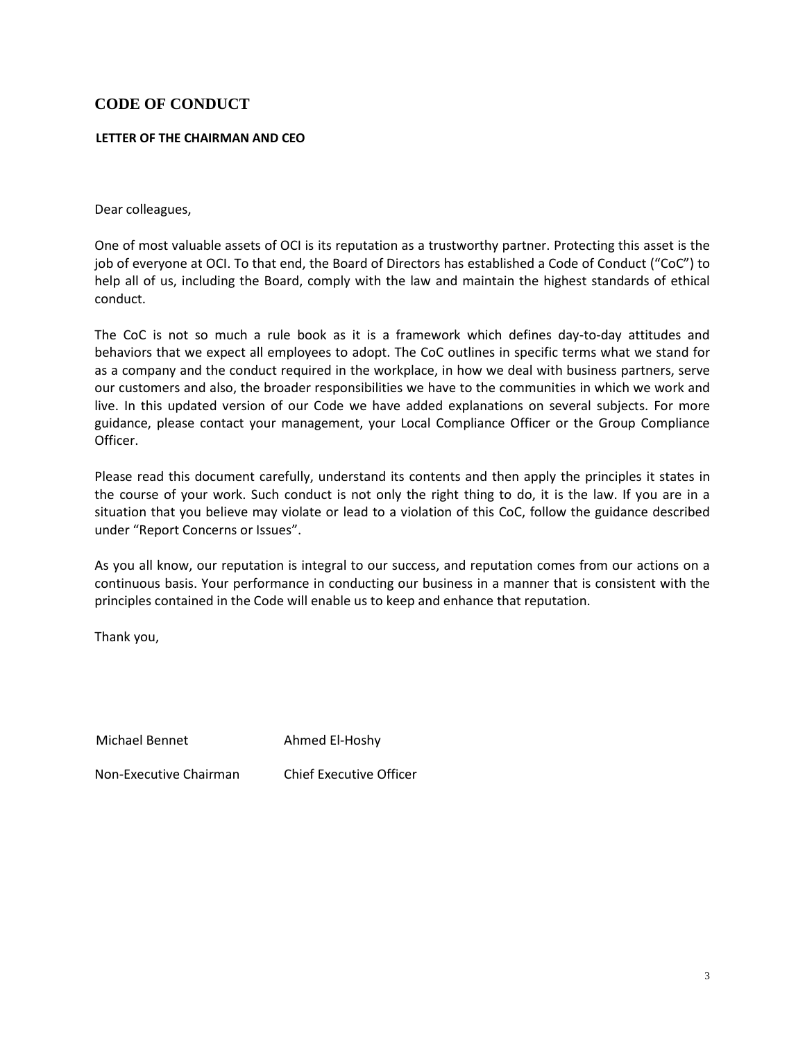# CODE OF CONDUCT

## LETTER OF THE CHAIRMAN AND CEO

Dear colleagues,

One of most valuable assets of OCI is its reputation as a trustworthy partner. Protecting this asset is the job of everyone at OCI. To that end, the Board of Directors has established a Code of Conduct ("CoC") to help all of us, including the Board, comply with the law and maintain the highest standards of ethical conduct.

The CoC is not so much a rule book as it is a framework which defines day-to-day attitudes and behaviors that we expect all employees to adopt. The CoC outlines in specific terms what we stand for as a company and the conduct required in the workplace, in how we deal with business partners, serve our customers and also, the broader responsibilities we have to the communities in which we work and live. In this updated version of our Code we have added explanations on several subjects. For more guidance, please contact your management, your Local Compliance Officer or the Group Compliance Officer.

Please read this document carefully, understand its contents and then apply the principles it states in the course of your work. Such conduct is not only the right thing to do, it is the law. If you are in a situation that you believe may violate or lead to a violation of this CoC, follow the guidance described under "Report Concerns or Issues".

As you all know, our reputation is integral to our success, and reputation comes from our actions on a continuous basis. Your performance in conducting our business in a manner that is consistent with the principles contained in the Code will enable us to keep and enhance that reputation.

Thank you,

| Michael Bennet | Ahmed El-Hoshy |
| --- | --- |
| Non-Executive Chairman | Chief Executive Officer |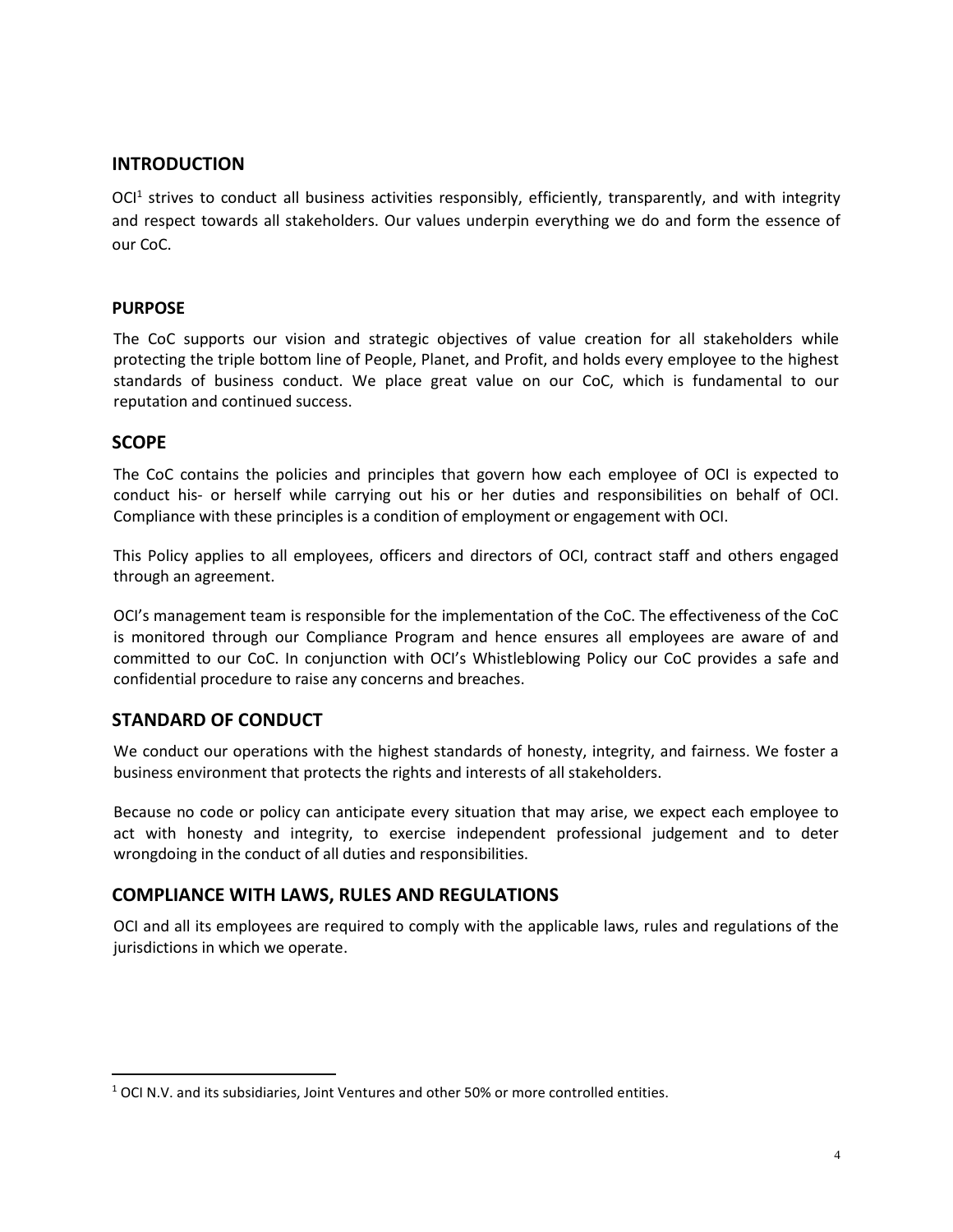## INTRODUCTION

OCI[1] strives to conduct all business activities responsibly, efficiently, transparently, and with integrity and respect towards all stakeholders. Our values underpin everything we do and form the essence of our CoC.

### PURPOSE

The CoC supports our vision and strategic objectives of value creation for all stakeholders while protecting the triple bottom line of People, Planet, and Profit, and holds every employee to the highest standards of business conduct. We place great value on our CoC, which is fundamental to our reputation and continued success.

## SCOPE

The CoC contains the policies and principles that govern how each employee of OCI is expected to conduct his- or herself while carrying out his or her duties and responsibilities on behalf of OCI. Compliance with these principles is a condition of employment or engagement with OCI.

This Policy applies to all employees, officers and directors of OCI, contract staff and others engaged through an agreement.

OCI's management team is responsible for the implementation of the CoC. The effectiveness of the CoC is monitored through our Compliance Program and hence ensures all employees are aware of and committed to our CoC. In conjunction with OCI's Whistleblowing Policy our CoC provides a safe and confidential procedure to raise any concerns and breaches.

## STANDARD OF CONDUCT

We conduct our operations with the highest standards of honesty, integrity, and fairness. We foster a business environment that protects the rights and interests of all stakeholders.

Because no code or policy can anticipate every situation that may arise, we expect each employee to act with honesty and integrity, to exercise independent professional judgement and to deter wrongdoing in the conduct of all duties and responsibilities.

## COMPLIANCE WITH LAWS, RULES AND REGULATIONS

OCI and all its employees are required to comply with the applicable laws, rules and regulations of the jurisdictions in which we operate.

---

[1] OCI N.V. and its subsidiaries, Joint Ventures and other 50% or more controlled entities.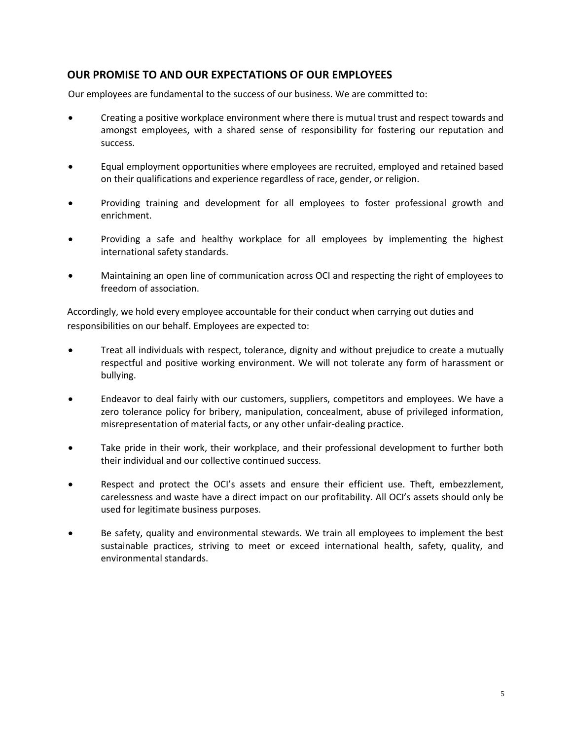## OUR PROMISE TO AND OUR EXPECTATIONS OF OUR EMPLOYEES

Our employees are fundamental to the success of our business. We are committed to:

- Creating a positive workplace environment where there is mutual trust and respect towards and amongst employees, with a shared sense of responsibility for fostering our reputation and success.
- Equal employment opportunities where employees are recruited, employed and retained based on their qualifications and experience regardless of race, gender, or religion.
- Providing training and development for all employees to foster professional growth and enrichment.
- Providing a safe and healthy workplace for all employees by implementing the highest international safety standards.
- Maintaining an open line of communication across OCI and respecting the right of employees to freedom of association.

Accordingly, we hold every employee accountable for their conduct when carrying out duties and responsibilities on our behalf. Employees are expected to:

- Treat all individuals with respect, tolerance, dignity and without prejudice to create a mutually respectful and positive working environment. We will not tolerate any form of harassment or bullying.
- Endeavor to deal fairly with our customers, suppliers, competitors and employees. We have a zero tolerance policy for bribery, manipulation, concealment, abuse of privileged information, misrepresentation of material facts, or any other unfair-dealing practice.
- Take pride in their work, their workplace, and their professional development to further both their individual and our collective continued success.
- Respect and protect the OCI's assets and ensure their efficient use. Theft, embezzlement, carelessness and waste have a direct impact on our profitability. All OCI's assets should only be used for legitimate business purposes.
- Be safety, quality and environmental stewards. We train all employees to implement the best sustainable practices, striving to meet or exceed international health, safety, quality, and environmental standards.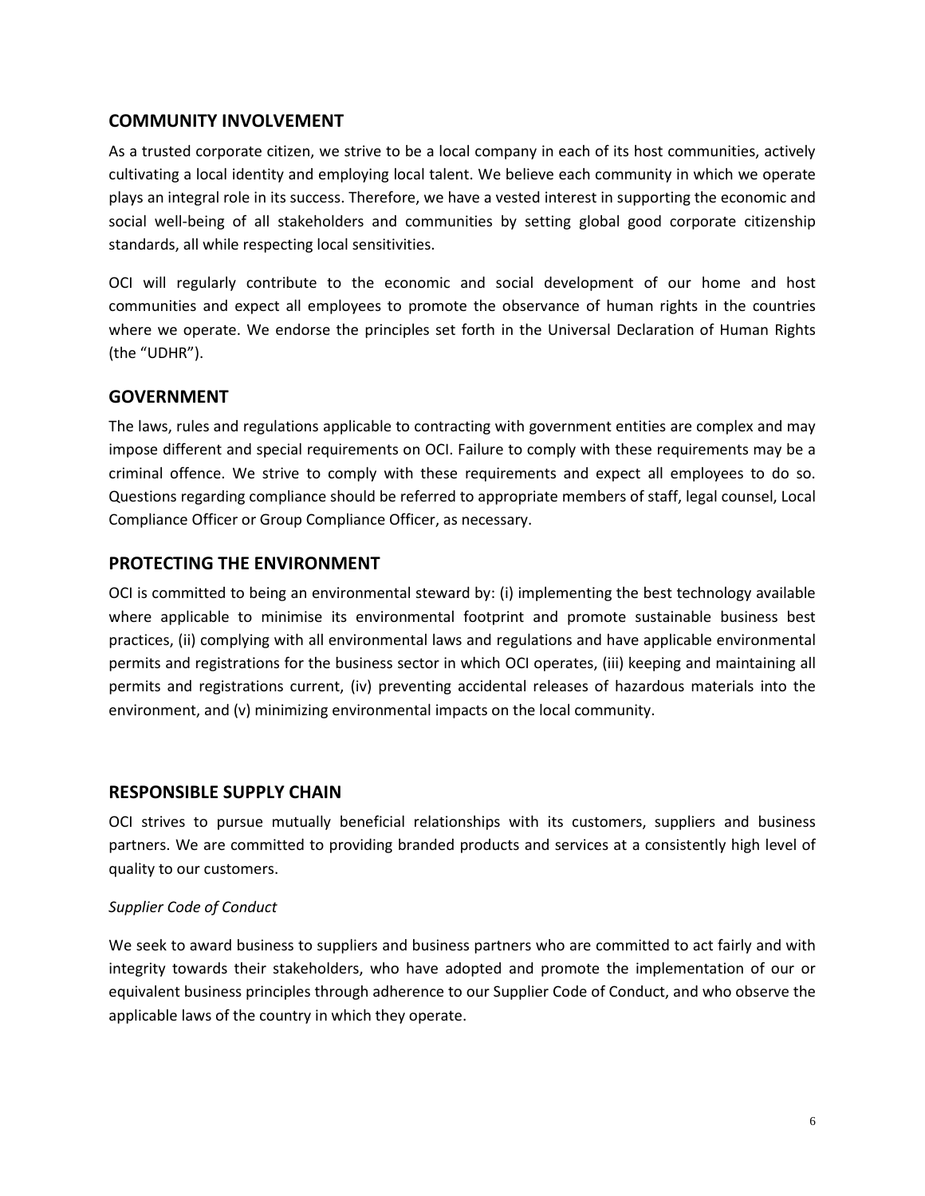## COMMUNITY INVOLVEMENT

As a trusted corporate citizen, we strive to be a local company in each of its host communities, actively cultivating a local identity and employing local talent. We believe each community in which we operate plays an integral role in its success. Therefore, we have a vested interest in supporting the economic and social well-being of all stakeholders and communities by setting global good corporate citizenship standards, all while respecting local sensitivities.

OCI will regularly contribute to the economic and social development of our home and host communities and expect all employees to promote the observance of human rights in the countries where we operate. We endorse the principles set forth in the Universal Declaration of Human Rights (the "UDHR").

## GOVERNMENT

The laws, rules and regulations applicable to contracting with government entities are complex and may impose different and special requirements on OCI. Failure to comply with these requirements may be a criminal offence. We strive to comply with these requirements and expect all employees to do so. Questions regarding compliance should be referred to appropriate members of staff, legal counsel, Local Compliance Officer or Group Compliance Officer, as necessary.

## PROTECTING THE ENVIRONMENT

OCI is committed to being an environmental steward by: (i) implementing the best technology available where applicable to minimise its environmental footprint and promote sustainable business best practices, (ii) complying with all environmental laws and regulations and have applicable environmental permits and registrations for the business sector in which OCI operates, (iii) keeping and maintaining all permits and registrations current, (iv) preventing accidental releases of hazardous materials into the environment, and (v) minimizing environmental impacts on the local community.

## RESPONSIBLE SUPPLY CHAIN

OCI strives to pursue mutually beneficial relationships with its customers, suppliers and business partners. We are committed to providing branded products and services at a consistently high level of quality to our customers.

*Supplier Code of Conduct*

We seek to award business to suppliers and business partners who are committed to act fairly and with integrity towards their stakeholders, who have adopted and promote the implementation of our or equivalent business principles through adherence to our Supplier Code of Conduct, and who observe the applicable laws of the country in which they operate.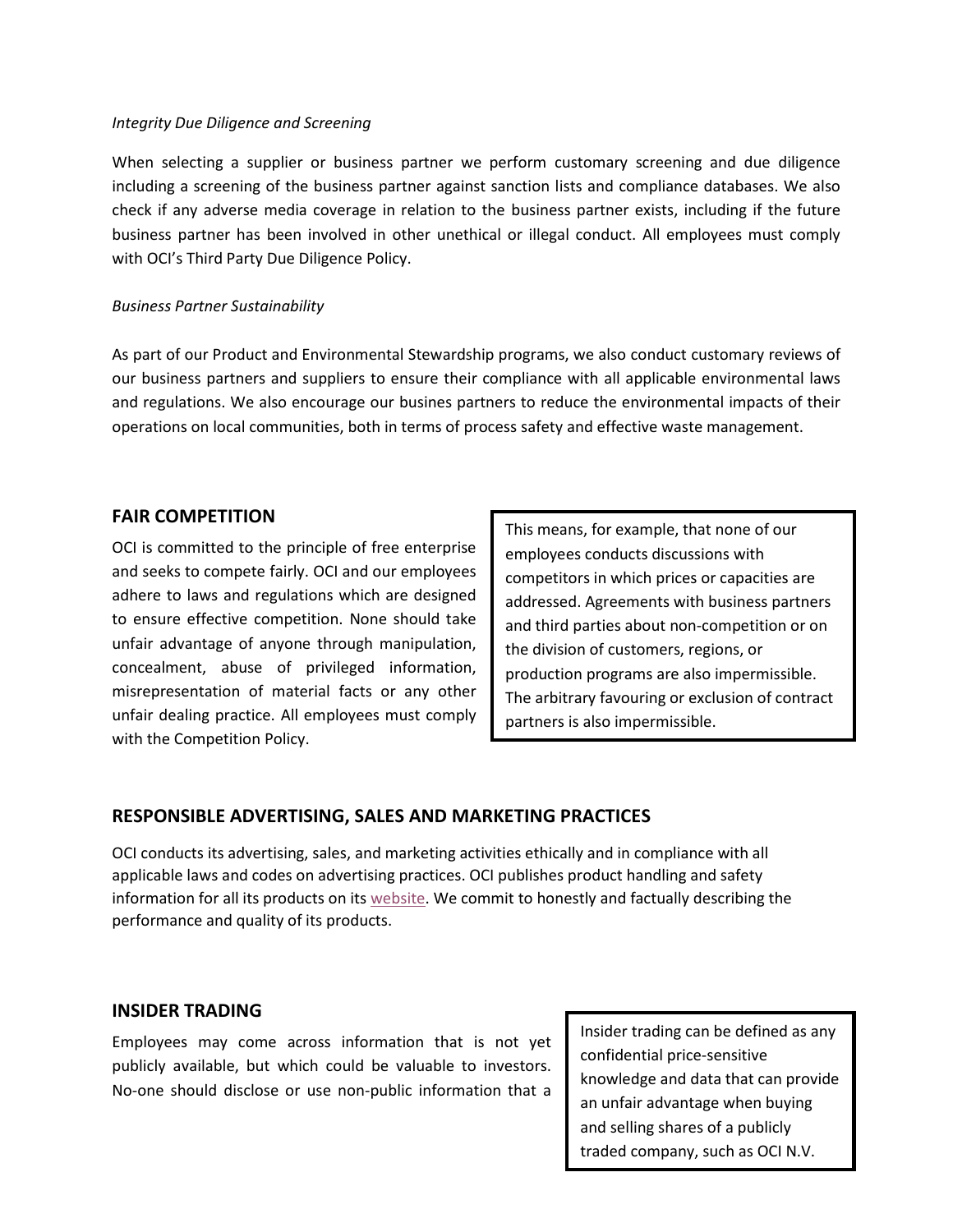*Integrity Due Diligence and Screening*

When selecting a supplier or business partner we perform customary screening and due diligence including a screening of the business partner against sanction lists and compliance databases. We also check if any adverse media coverage in relation to the business partner exists, including if the future business partner has been involved in other unethical or illegal conduct. All employees must comply with OCI's Third Party Due Diligence Policy.

*Business Partner Sustainability*

As part of our Product and Environmental Stewardship programs, we also conduct customary reviews of our business partners and suppliers to ensure their compliance with all applicable environmental laws and regulations. We also encourage our busines partners to reduce the environmental impacts of their operations on local communities, both in terms of process safety and effective waste management.

## FAIR COMPETITION

OCI is committed to the principle of free enterprise and seeks to compete fairly. OCI and our employees adhere to laws and regulations which are designed to ensure effective competition. None should take unfair advantage of anyone through manipulation, concealment, abuse of privileged information, misrepresentation of material facts or any other unfair dealing practice. All employees must comply with the Competition Policy.

> This means, for example, that none of our employees conducts discussions with competitors in which prices or capacities are addressed. Agreements with business partners and third parties about non-competition or on the division of customers, regions, or production programs are also impermissible. The arbitrary favouring or exclusion of contract partners is also impermissible.

## RESPONSIBLE ADVERTISING, SALES AND MARKETING PRACTICES

OCI conducts its advertising, sales, and marketing activities ethically and in compliance with all applicable laws and codes on advertising practices. OCI publishes product handling and safety information for all its products on its website. We commit to honestly and factually describing the performance and quality of its products.

## INSIDER TRADING

Employees may come across information that is not yet publicly available, but which could be valuable to investors. No-one should disclose or use non-public information that a

> Insider trading can be defined as any confidential price-sensitive knowledge and data that can provide an unfair advantage when buying and selling shares of a publicly traded company, such as OCI N.V.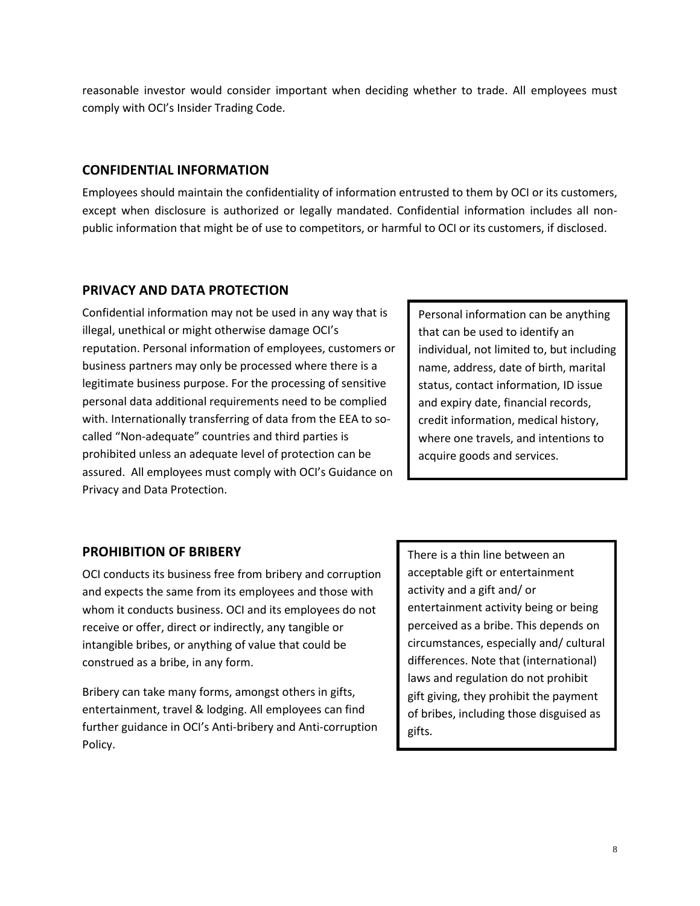reasonable investor would consider important when deciding whether to trade. All employees must comply with OCI's Insider Trading Code.

## CONFIDENTIAL INFORMATION

Employees should maintain the confidentiality of information entrusted to them by OCI or its customers, except when disclosure is authorized or legally mandated. Confidential information includes all non-public information that might be of use to competitors, or harmful to OCI or its customers, if disclosed.

## PRIVACY AND DATA PROTECTION

Confidential information may not be used in any way that is illegal, unethical or might otherwise damage OCI's reputation. Personal information of employees, customers or business partners may only be processed where there is a legitimate business purpose. For the processing of sensitive personal data additional requirements need to be complied with. Internationally transferring of data from the EEA to so-called "Non-adequate" countries and third parties is prohibited unless an adequate level of protection can be assured. All employees must comply with OCI's Guidance on Privacy and Data Protection.

> Personal information can be anything that can be used to identify an individual, not limited to, but including name, address, date of birth, marital status, contact information, ID issue and expiry date, financial records, credit information, medical history, where one travels, and intentions to acquire goods and services.

## PROHIBITION OF BRIBERY

OCI conducts its business free from bribery and corruption and expects the same from its employees and those with whom it conducts business. OCI and its employees do not receive or offer, direct or indirectly, any tangible or intangible bribes, or anything of value that could be construed as a bribe, in any form.

Bribery can take many forms, amongst others in gifts, entertainment, travel & lodging. All employees can find further guidance in OCI's Anti-bribery and Anti-corruption Policy.

> There is a thin line between an acceptable gift or entertainment activity and a gift and/ or entertainment activity being or being perceived as a bribe. This depends on circumstances, especially and/ cultural differences. Note that (international) laws and regulation do not prohibit gift giving, they prohibit the payment of bribes, including those disguised as gifts.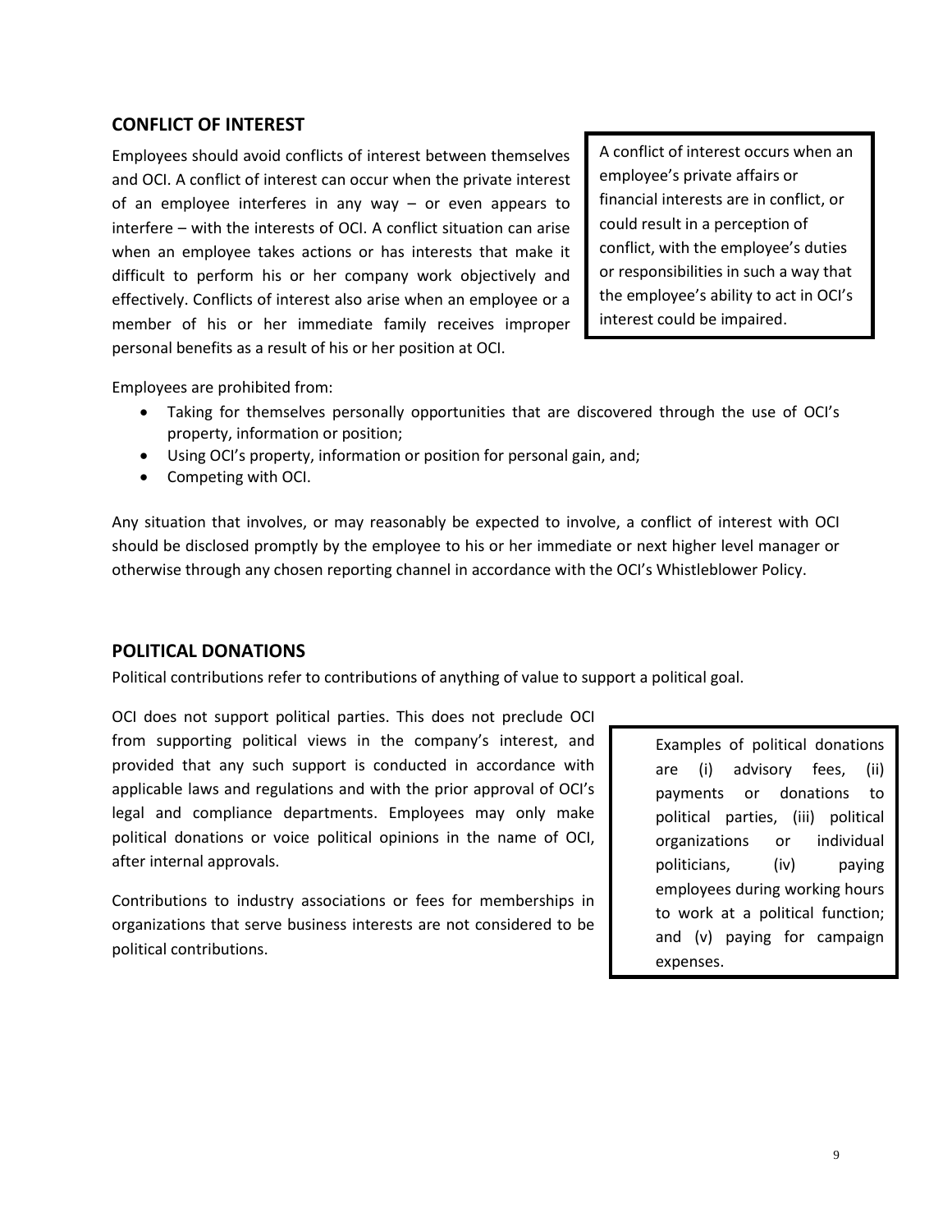## CONFLICT OF INTEREST

Employees should avoid conflicts of interest between themselves and OCI. A conflict of interest can occur when the private interest of an employee interferes in any way – or even appears to interfere – with the interests of OCI. A conflict situation can arise when an employee takes actions or has interests that make it difficult to perform his or her company work objectively and effectively. Conflicts of interest also arise when an employee or a member of his or her immediate family receives improper personal benefits as a result of his or her position at OCI.

A conflict of interest occurs when an employee's private affairs or financial interests are in conflict, or could result in a perception of conflict, with the employee's duties or responsibilities in such a way that the employee's ability to act in OCI's interest could be impaired.

Employees are prohibited from:

- Taking for themselves personally opportunities that are discovered through the use of OCI's property, information or position;
- Using OCI's property, information or position for personal gain, and;
- Competing with OCI.

Any situation that involves, or may reasonably be expected to involve, a conflict of interest with OCI should be disclosed promptly by the employee to his or her immediate or next higher level manager or otherwise through any chosen reporting channel in accordance with the OCI's Whistleblower Policy.

## POLITICAL DONATIONS

Political contributions refer to contributions of anything of value to support a political goal.

OCI does not support political parties. This does not preclude OCI from supporting political views in the company's interest, and provided that any such support is conducted in accordance with applicable laws and regulations and with the prior approval of OCI's legal and compliance departments. Employees may only make political donations or voice political opinions in the name of OCI, after internal approvals.

Contributions to industry associations or fees for memberships in organizations that serve business interests are not considered to be political contributions.

Examples of political donations are (i) advisory fees, (ii) payments or donations to political parties, (iii) political organizations or individual politicians, (iv) paying employees during working hours to work at a political function; and (v) paying for campaign expenses.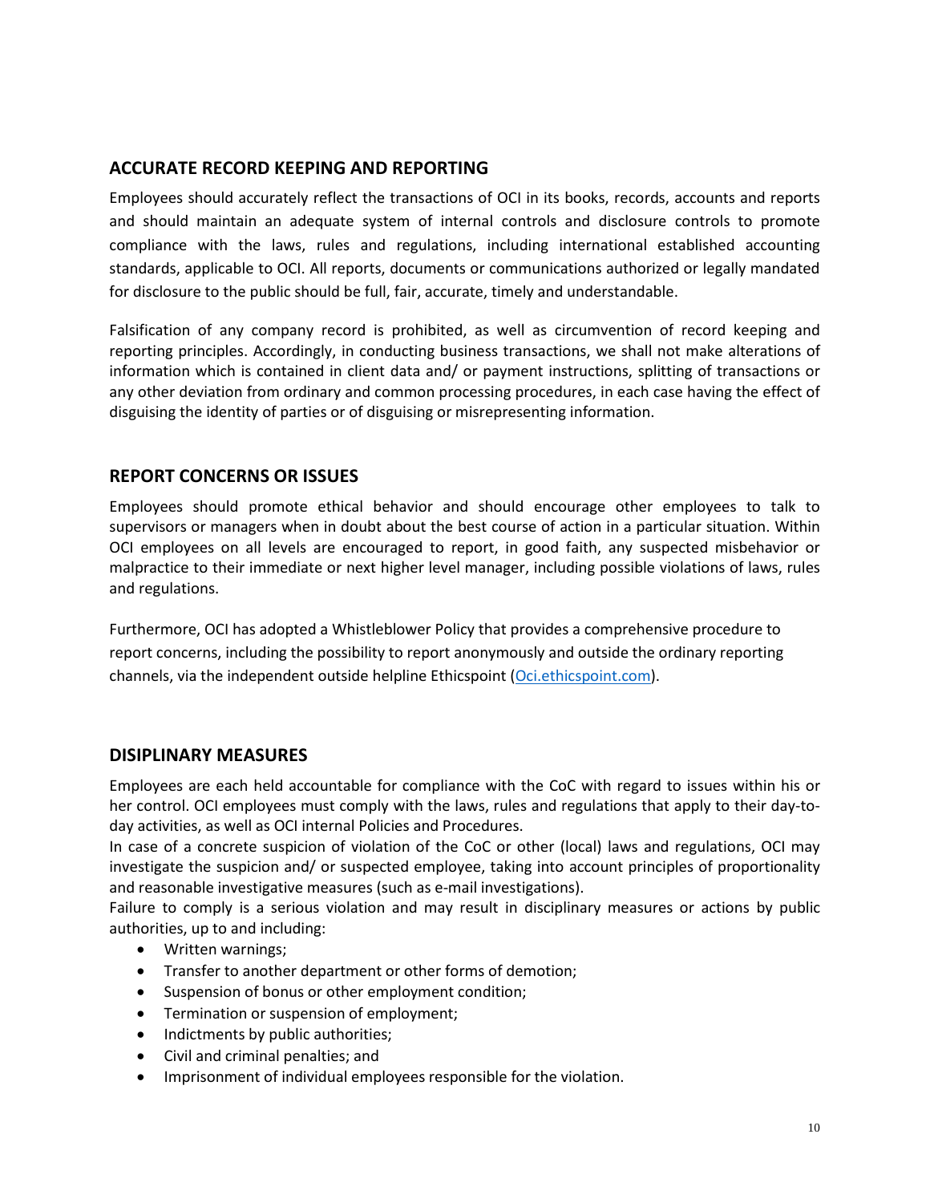## ACCURATE RECORD KEEPING AND REPORTING

Employees should accurately reflect the transactions of OCI in its books, records, accounts and reports and should maintain an adequate system of internal controls and disclosure controls to promote compliance with the laws, rules and regulations, including international established accounting standards, applicable to OCI. All reports, documents or communications authorized or legally mandated for disclosure to the public should be full, fair, accurate, timely and understandable.

Falsification of any company record is prohibited, as well as circumvention of record keeping and reporting principles. Accordingly, in conducting business transactions, we shall not make alterations of information which is contained in client data and/ or payment instructions, splitting of transactions or any other deviation from ordinary and common processing procedures, in each case having the effect of disguising the identity of parties or of disguising or misrepresenting information.

## REPORT CONCERNS OR ISSUES

Employees should promote ethical behavior and should encourage other employees to talk to supervisors or managers when in doubt about the best course of action in a particular situation. Within OCI employees on all levels are encouraged to report, in good faith, any suspected misbehavior or malpractice to their immediate or next higher level manager, including possible violations of laws, rules and regulations.

Furthermore, OCI has adopted a Whistleblower Policy that provides a comprehensive procedure to report concerns, including the possibility to report anonymously and outside the ordinary reporting channels, via the independent outside helpline Ethicspoint (Oci.ethicspoint.com).

## DISIPLINARY MEASURES

Employees are each held accountable for compliance with the CoC with regard to issues within his or her control. OCI employees must comply with the laws, rules and regulations that apply to their day-to-day activities, as well as OCI internal Policies and Procedures.

In case of a concrete suspicion of violation of the CoC or other (local) laws and regulations, OCI may investigate the suspicion and/ or suspected employee, taking into account principles of proportionality and reasonable investigative measures (such as e-mail investigations).

Failure to comply is a serious violation and may result in disciplinary measures or actions by public authorities, up to and including:

- Written warnings;
- Transfer to another department or other forms of demotion;
- Suspension of bonus or other employment condition;
- Termination or suspension of employment;
- Indictments by public authorities;
- Civil and criminal penalties; and
- Imprisonment of individual employees responsible for the violation.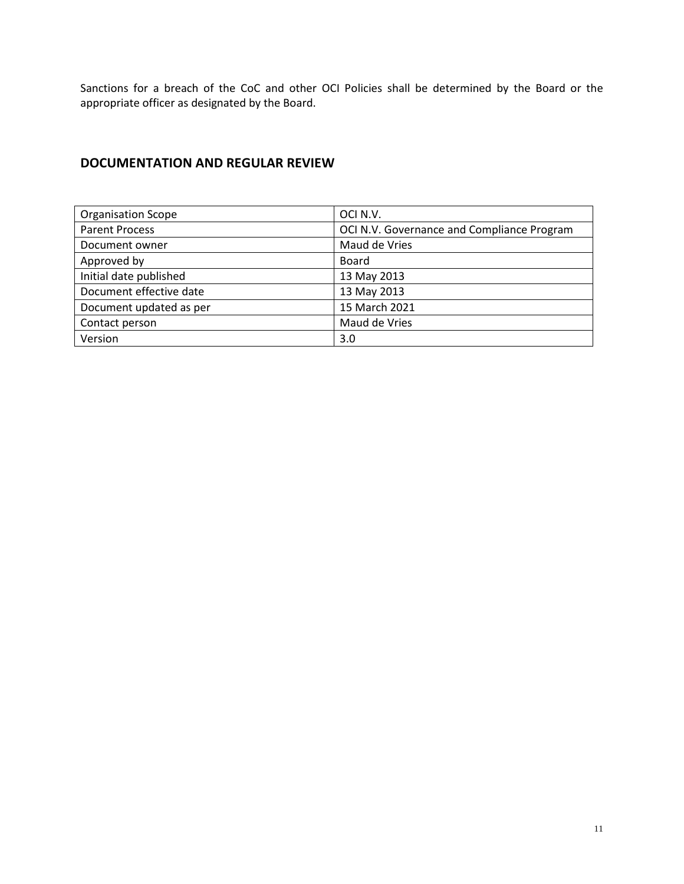Sanctions for a breach of the CoC and other OCI Policies shall be determined by the Board or the appropriate officer as designated by the Board.

## DOCUMENTATION AND REGULAR REVIEW

| | |
|---|---|
| Organisation Scope | OCI N.V. |
| Parent Process | OCI N.V. Governance and Compliance Program |
| Document owner | Maud de Vries |
| Approved by | Board |
| Initial date published | 13 May 2013 |
| Document effective date | 13 May 2013 |
| Document updated as per | 15 March 2021 |
| Contact person | Maud de Vries |
| Version | 3.0 |